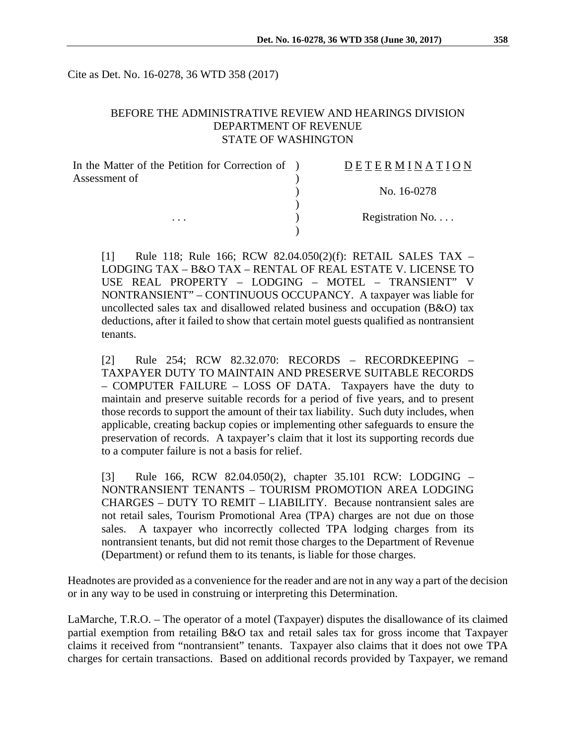Cite as Det. No. 16-0278, 36 WTD 358 (2017)

BEFORE THE ADMINISTRATIVE REVIEW AND HEARINGS DIVISION
DEPARTMENT OF REVENUE
STATE OF WASHINGTON

| | | |
|---|---|---|
| In the Matter of the Petition for Correction of Assessment of | ) | D E T E R M I N A T I O N |
| | ) | |
| | ) | No. 16-0278 |
| | ) | |
| . . . | ) | Registration No. . . . |
| | ) | |

[1] Rule 118; Rule 166; RCW 82.04.050(2)(f): RETAIL SALES TAX – LODGING TAX – B&O TAX – RENTAL OF REAL ESTATE V. LICENSE TO USE REAL PROPERTY – LODGING – MOTEL – TRANSIENT" V NONTRANSIENT" – CONTINUOUS OCCUPANCY. A taxpayer was liable for uncollected sales tax and disallowed related business and occupation (B&O) tax deductions, after it failed to show that certain motel guests qualified as nontransient tenants.

[2] Rule 254; RCW 82.32.070: RECORDS – RECORDKEEPING – TAXPAYER DUTY TO MAINTAIN AND PRESERVE SUITABLE RECORDS – COMPUTER FAILURE – LOSS OF DATA. Taxpayers have the duty to maintain and preserve suitable records for a period of five years, and to present those records to support the amount of their tax liability. Such duty includes, when applicable, creating backup copies or implementing other safeguards to ensure the preservation of records. A taxpayer's claim that it lost its supporting records due to a computer failure is not a basis for relief.

[3] Rule 166, RCW 82.04.050(2), chapter 35.101 RCW: LODGING – NONTRANSIENT TENANTS – TOURISM PROMOTION AREA LODGING CHARGES – DUTY TO REMIT – LIABILITY. Because nontransient sales are not retail sales, Tourism Promotional Area (TPA) charges are not due on those sales. A taxpayer who incorrectly collected TPA lodging charges from its nontransient tenants, but did not remit those charges to the Department of Revenue (Department) or refund them to its tenants, is liable for those charges.

Headnotes are provided as a convenience for the reader and are not in any way a part of the decision or in any way to be used in construing or interpreting this Determination.

LaMarche, T.R.O. – The operator of a motel (Taxpayer) disputes the disallowance of its claimed partial exemption from retailing B&O tax and retail sales tax for gross income that Taxpayer claims it received from "nontransient" tenants. Taxpayer also claims that it does not owe TPA charges for certain transactions. Based on additional records provided by Taxpayer, we remand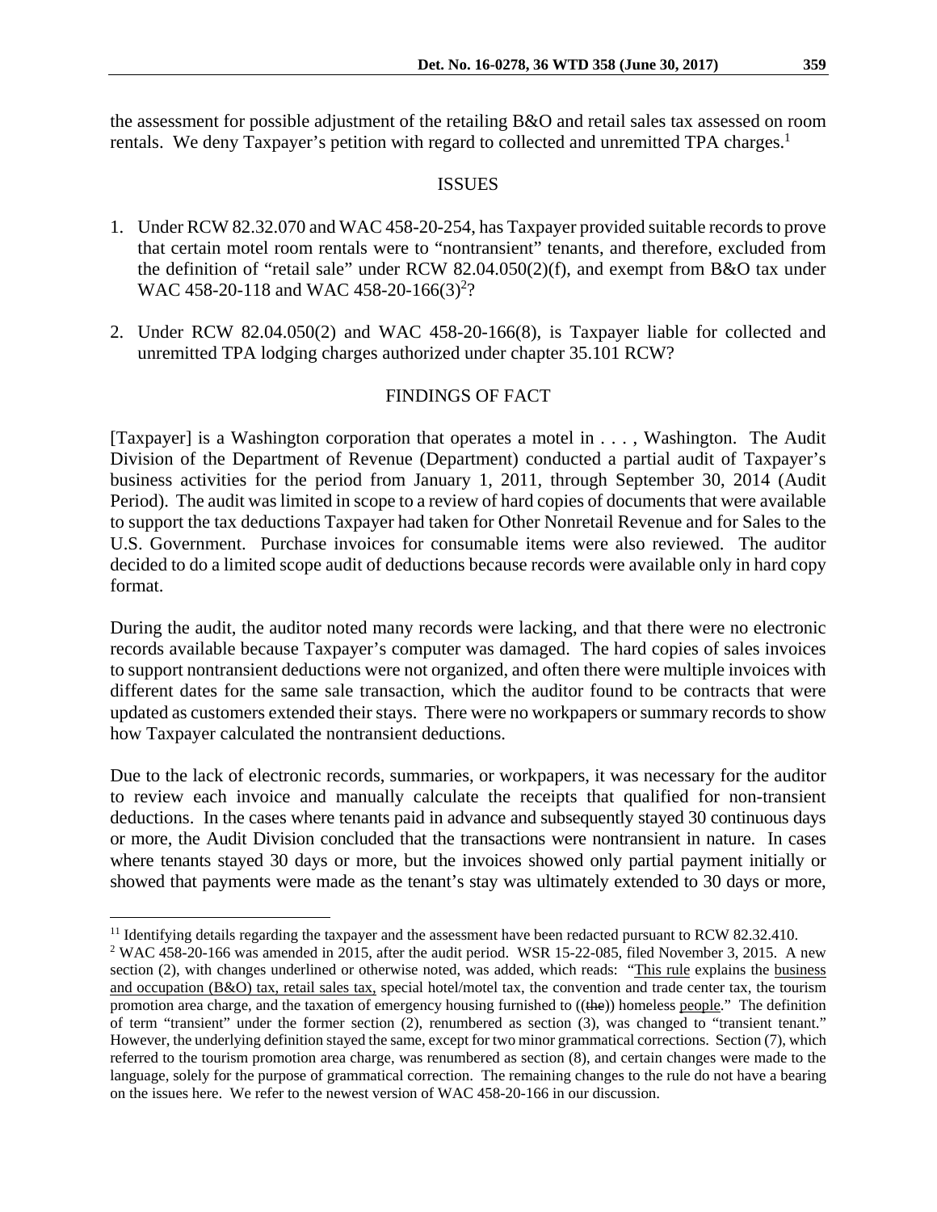the assessment for possible adjustment of the retailing B&O and retail sales tax assessed on room rentals. We deny Taxpayer's petition with regard to collected and unremitted TPA charges.[1]

## ISSUES

1. Under RCW 82.32.070 and WAC 458-20-254, has Taxpayer provided suitable records to prove that certain motel room rentals were to "nontransient" tenants, and therefore, excluded from the definition of "retail sale" under RCW 82.04.050(2)(f), and exempt from B&O tax under WAC 458-20-118 and WAC 458-20-166(3)[2]?

2. Under RCW 82.04.050(2) and WAC 458-20-166(8), is Taxpayer liable for collected and unremitted TPA lodging charges authorized under chapter 35.101 RCW?

## FINDINGS OF FACT

[Taxpayer] is a Washington corporation that operates a motel in . . . , Washington. The Audit Division of the Department of Revenue (Department) conducted a partial audit of Taxpayer's business activities for the period from January 1, 2011, through September 30, 2014 (Audit Period). The audit was limited in scope to a review of hard copies of documents that were available to support the tax deductions Taxpayer had taken for Other Nonretail Revenue and for Sales to the U.S. Government. Purchase invoices for consumable items were also reviewed. The auditor decided to do a limited scope audit of deductions because records were available only in hard copy format.

During the audit, the auditor noted many records were lacking, and that there were no electronic records available because Taxpayer's computer was damaged. The hard copies of sales invoices to support nontransient deductions were not organized, and often there were multiple invoices with different dates for the same sale transaction, which the auditor found to be contracts that were updated as customers extended their stays. There were no workpapers or summary records to show how Taxpayer calculated the nontransient deductions.

Due to the lack of electronic records, summaries, or workpapers, it was necessary for the auditor to review each invoice and manually calculate the receipts that qualified for non-transient deductions. In the cases where tenants paid in advance and subsequently stayed 30 continuous days or more, the Audit Division concluded that the transactions were nontransient in nature. In cases where tenants stayed 30 days or more, but the invoices showed only partial payment initially or showed that payments were made as the tenant's stay was ultimately extended to 30 days or more,

---

[1] Identifying details regarding the taxpayer and the assessment have been redacted pursuant to RCW 82.32.410.

[2] WAC 458-20-166 was amended in 2015, after the audit period. WSR 15-22-085, filed November 3, 2015. A new section (2), with changes underlined or otherwise noted, was added, which reads: "This rule explains the business and occupation (B&O) tax, retail sales tax, special hotel/motel tax, the convention and trade center tax, the tourism promotion area charge, and the taxation of emergency housing furnished to ((~~the~~)) homeless people." The definition of term "transient" under the former section (2), renumbered as section (3), was changed to "transient tenant." However, the underlying definition stayed the same, except for two minor grammatical corrections. Section (7), which referred to the tourism promotion area charge, was renumbered as section (8), and certain changes were made to the language, solely for the purpose of grammatical correction. The remaining changes to the rule do not have a bearing on the issues here. We refer to the newest version of WAC 458-20-166 in our discussion.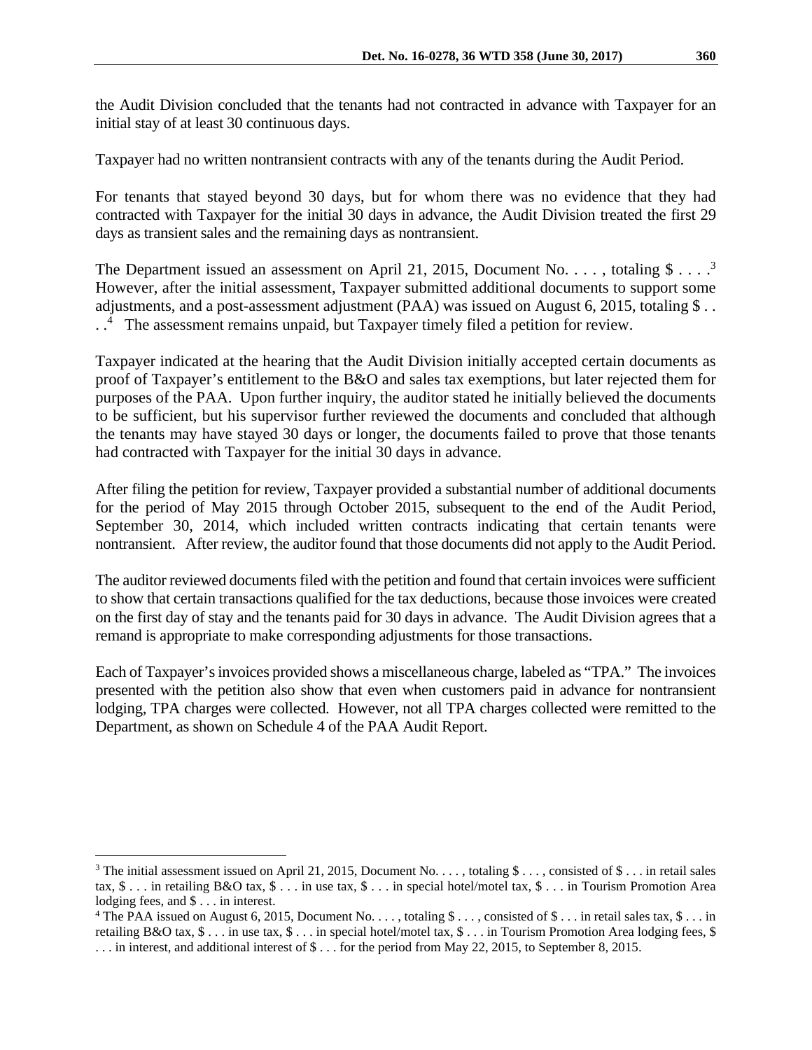the Audit Division concluded that the tenants had not contracted in advance with Taxpayer for an initial stay of at least 30 continuous days.

Taxpayer had no written nontransient contracts with any of the tenants during the Audit Period.

For tenants that stayed beyond 30 days, but for whom there was no evidence that they had contracted with Taxpayer for the initial 30 days in advance, the Audit Division treated the first 29 days as transient sales and the remaining days as nontransient.

The Department issued an assessment on April 21, 2015, Document No. . . . , totaling $ . . . .[3] However, after the initial assessment, Taxpayer submitted additional documents to support some adjustments, and a post-assessment adjustment (PAA) was issued on August 6, 2015, totaling $ . . .[4] The assessment remains unpaid, but Taxpayer timely filed a petition for review.

Taxpayer indicated at the hearing that the Audit Division initially accepted certain documents as proof of Taxpayer's entitlement to the B&O and sales tax exemptions, but later rejected them for purposes of the PAA. Upon further inquiry, the auditor stated he initially believed the documents to be sufficient, but his supervisor further reviewed the documents and concluded that although the tenants may have stayed 30 days or longer, the documents failed to prove that those tenants had contracted with Taxpayer for the initial 30 days in advance.

After filing the petition for review, Taxpayer provided a substantial number of additional documents for the period of May 2015 through October 2015, subsequent to the end of the Audit Period, September 30, 2014, which included written contracts indicating that certain tenants were nontransient. After review, the auditor found that those documents did not apply to the Audit Period.

The auditor reviewed documents filed with the petition and found that certain invoices were sufficient to show that certain transactions qualified for the tax deductions, because those invoices were created on the first day of stay and the tenants paid for 30 days in advance. The Audit Division agrees that a remand is appropriate to make corresponding adjustments for those transactions.

Each of Taxpayer's invoices provided shows a miscellaneous charge, labeled as "TPA." The invoices presented with the petition also show that even when customers paid in advance for nontransient lodging, TPA charges were collected. However, not all TPA charges collected were remitted to the Department, as shown on Schedule 4 of the PAA Audit Report.

---

[3] The initial assessment issued on April 21, 2015, Document No. . . . , totaling $ . . . , consisted of $ . . . in retail sales tax, $ . . . in retailing B&O tax, $ . . . in use tax, $ . . . in special hotel/motel tax, $ . . . in Tourism Promotion Area lodging fees, and $ . . . in interest.

[4] The PAA issued on August 6, 2015, Document No. . . . , totaling $ . . . , consisted of $ . . . in retail sales tax, $ . . . in retailing B&O tax, $ . . . in use tax, $ . . . in special hotel/motel tax, $ . . . in Tourism Promotion Area lodging fees, $ . . . in interest, and additional interest of $ . . . for the period from May 22, 2015, to September 8, 2015.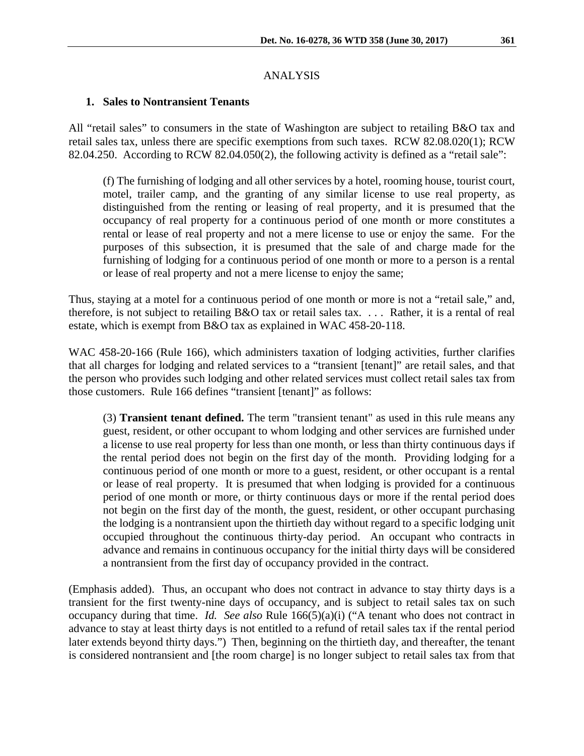ANALYSIS

**1. Sales to Nontransient Tenants**

All "retail sales" to consumers in the state of Washington are subject to retailing B&O tax and retail sales tax, unless there are specific exemptions from such taxes. RCW 82.08.020(1); RCW 82.04.250. According to RCW 82.04.050(2), the following activity is defined as a "retail sale":

> (f) The furnishing of lodging and all other services by a hotel, rooming house, tourist court, motel, trailer camp, and the granting of any similar license to use real property, as distinguished from the renting or leasing of real property, and it is presumed that the occupancy of real property for a continuous period of one month or more constitutes a rental or lease of real property and not a mere license to use or enjoy the same. For the purposes of this subsection, it is presumed that the sale of and charge made for the furnishing of lodging for a continuous period of one month or more to a person is a rental or lease of real property and not a mere license to enjoy the same;

Thus, staying at a motel for a continuous period of one month or more is not a "retail sale," and, therefore, is not subject to retailing B&O tax or retail sales tax. . . . Rather, it is a rental of real estate, which is exempt from B&O tax as explained in WAC 458-20-118.

WAC 458-20-166 (Rule 166), which administers taxation of lodging activities, further clarifies that all charges for lodging and related services to a "transient [tenant]" are retail sales, and that the person who provides such lodging and other related services must collect retail sales tax from those customers. Rule 166 defines "transient [tenant]" as follows:

> (3) **Transient tenant defined.** The term "transient tenant" as used in this rule means any guest, resident, or other occupant to whom lodging and other services are furnished under a license to use real property for less than one month, or less than thirty continuous days if the rental period does not begin on the first day of the month. Providing lodging for a continuous period of one month or more to a guest, resident, or other occupant is a rental or lease of real property. It is presumed that when lodging is provided for a continuous period of one month or more, or thirty continuous days or more if the rental period does not begin on the first day of the month, the guest, resident, or other occupant purchasing the lodging is a nontransient upon the thirtieth day without regard to a specific lodging unit occupied throughout the continuous thirty-day period. An occupant who contracts in advance and remains in continuous occupancy for the initial thirty days will be considered a nontransient from the first day of occupancy provided in the contract.

(Emphasis added). Thus, an occupant who does not contract in advance to stay thirty days is a transient for the first twenty-nine days of occupancy, and is subject to retail sales tax on such occupancy during that time. *Id. See also* Rule 166(5)(a)(i) ("A tenant who does not contract in advance to stay at least thirty days is not entitled to a refund of retail sales tax if the rental period later extends beyond thirty days.") Then, beginning on the thirtieth day, and thereafter, the tenant is considered nontransient and [the room charge] is no longer subject to retail sales tax from that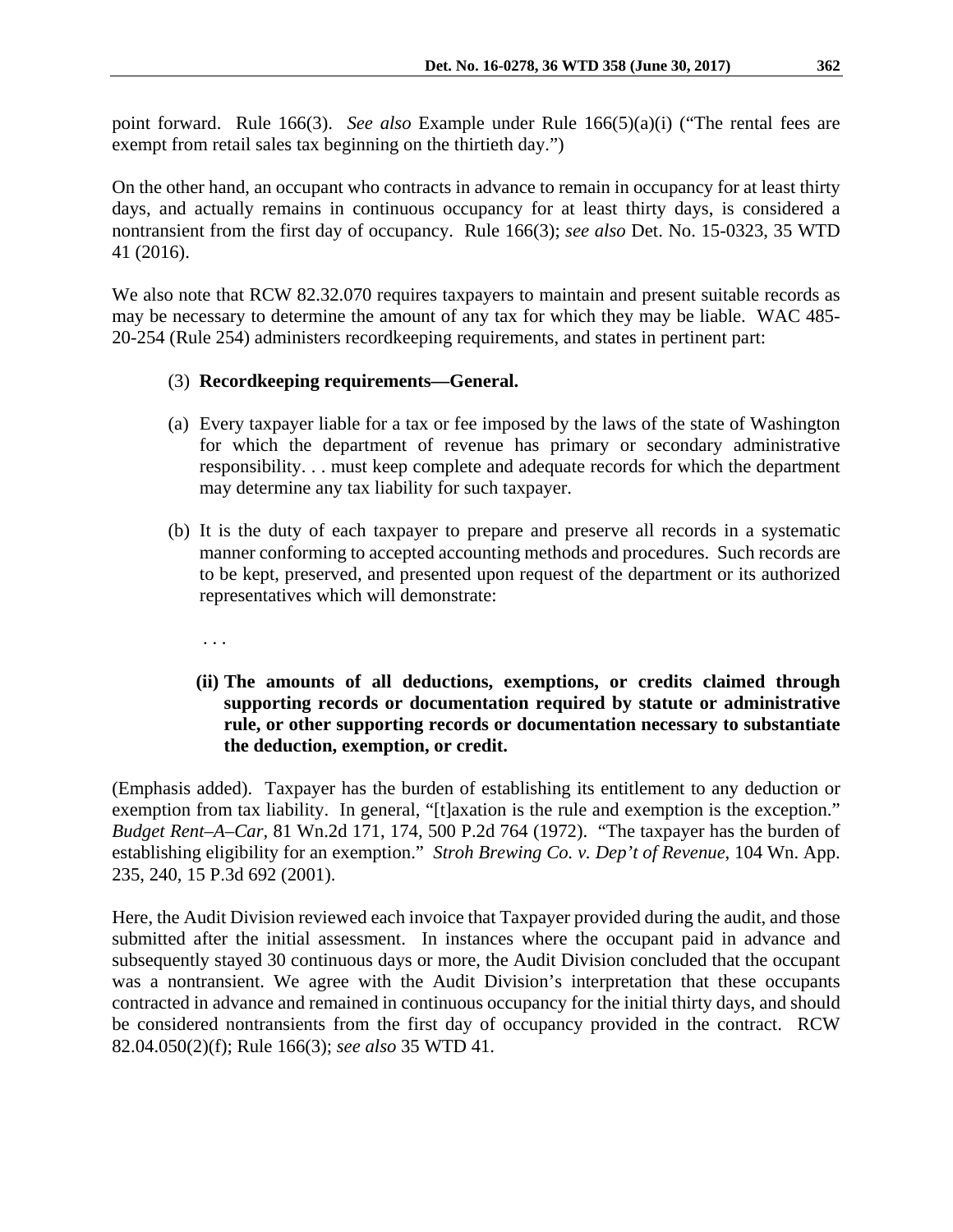point forward. Rule 166(3). *See also* Example under Rule 166(5)(a)(i) ("The rental fees are exempt from retail sales tax beginning on the thirtieth day.")

On the other hand, an occupant who contracts in advance to remain in occupancy for at least thirty days, and actually remains in continuous occupancy for at least thirty days, is considered a nontransient from the first day of occupancy. Rule 166(3); *see also* Det. No. 15-0323, 35 WTD 41 (2016).

We also note that RCW 82.32.070 requires taxpayers to maintain and present suitable records as may be necessary to determine the amount of any tax for which they may be liable. WAC 485-20-254 (Rule 254) administers recordkeeping requirements, and states in pertinent part:

> (3) **Recordkeeping requirements—General.**
>
> (a) Every taxpayer liable for a tax or fee imposed by the laws of the state of Washington for which the department of revenue has primary or secondary administrative responsibility. . . must keep complete and adequate records for which the department may determine any tax liability for such taxpayer.
>
> (b) It is the duty of each taxpayer to prepare and preserve all records in a systematic manner conforming to accepted accounting methods and procedures. Such records are to be kept, preserved, and presented upon request of the department or its authorized representatives which will demonstrate:
>
> . . .
>
> **(ii) The amounts of all deductions, exemptions, or credits claimed through supporting records or documentation required by statute or administrative rule, or other supporting records or documentation necessary to substantiate the deduction, exemption, or credit.**

(Emphasis added). Taxpayer has the burden of establishing its entitlement to any deduction or exemption from tax liability. In general, "[t]axation is the rule and exemption is the exception." *Budget Rent–A–Car*, 81 Wn.2d 171, 174, 500 P.2d 764 (1972). "The taxpayer has the burden of establishing eligibility for an exemption." *Stroh Brewing Co. v. Dep't of Revenue*, 104 Wn. App. 235, 240, 15 P.3d 692 (2001).

Here, the Audit Division reviewed each invoice that Taxpayer provided during the audit, and those submitted after the initial assessment. In instances where the occupant paid in advance and subsequently stayed 30 continuous days or more, the Audit Division concluded that the occupant was a nontransient. We agree with the Audit Division's interpretation that these occupants contracted in advance and remained in continuous occupancy for the initial thirty days, and should be considered nontransients from the first day of occupancy provided in the contract. RCW 82.04.050(2)(f); Rule 166(3); *see also* 35 WTD 41.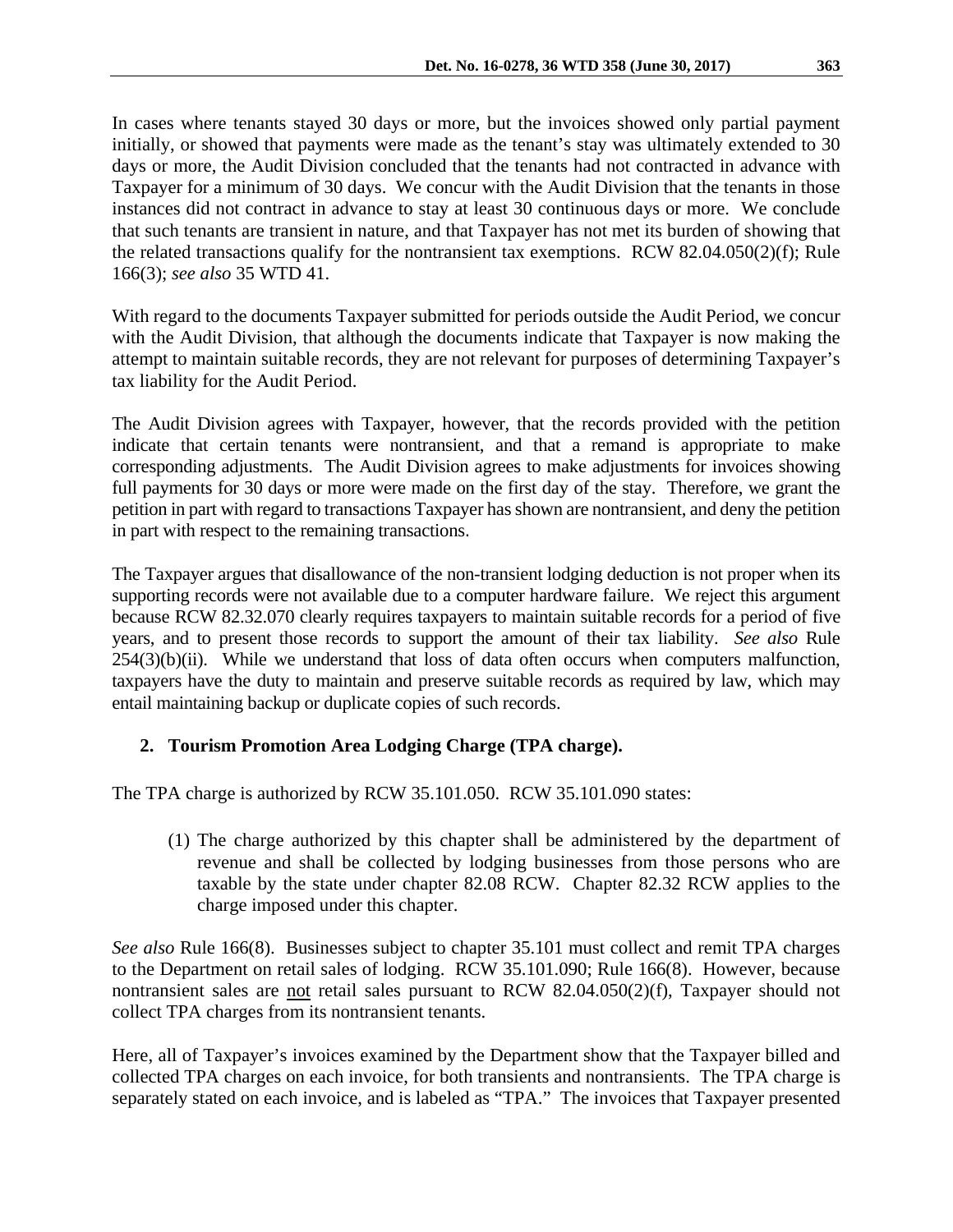In cases where tenants stayed 30 days or more, but the invoices showed only partial payment initially, or showed that payments were made as the tenant's stay was ultimately extended to 30 days or more, the Audit Division concluded that the tenants had not contracted in advance with Taxpayer for a minimum of 30 days. We concur with the Audit Division that the tenants in those instances did not contract in advance to stay at least 30 continuous days or more. We conclude that such tenants are transient in nature, and that Taxpayer has not met its burden of showing that the related transactions qualify for the nontransient tax exemptions. RCW 82.04.050(2)(f); Rule 166(3); *see also* 35 WTD 41.

With regard to the documents Taxpayer submitted for periods outside the Audit Period, we concur with the Audit Division, that although the documents indicate that Taxpayer is now making the attempt to maintain suitable records, they are not relevant for purposes of determining Taxpayer's tax liability for the Audit Period.

The Audit Division agrees with Taxpayer, however, that the records provided with the petition indicate that certain tenants were nontransient, and that a remand is appropriate to make corresponding adjustments. The Audit Division agrees to make adjustments for invoices showing full payments for 30 days or more were made on the first day of the stay. Therefore, we grant the petition in part with regard to transactions Taxpayer has shown are nontransient, and deny the petition in part with respect to the remaining transactions.

The Taxpayer argues that disallowance of the non-transient lodging deduction is not proper when its supporting records were not available due to a computer hardware failure. We reject this argument because RCW 82.32.070 clearly requires taxpayers to maintain suitable records for a period of five years, and to present those records to support the amount of their tax liability. *See also* Rule 254(3)(b)(ii). While we understand that loss of data often occurs when computers malfunction, taxpayers have the duty to maintain and preserve suitable records as required by law, which may entail maintaining backup or duplicate copies of such records.

## 2. Tourism Promotion Area Lodging Charge (TPA charge).

The TPA charge is authorized by RCW 35.101.050. RCW 35.101.090 states:

> (1) The charge authorized by this chapter shall be administered by the department of revenue and shall be collected by lodging businesses from those persons who are taxable by the state under chapter 82.08 RCW. Chapter 82.32 RCW applies to the charge imposed under this chapter.

*See also* Rule 166(8). Businesses subject to chapter 35.101 must collect and remit TPA charges to the Department on retail sales of lodging. RCW 35.101.090; Rule 166(8). However, because nontransient sales are not retail sales pursuant to RCW 82.04.050(2)(f), Taxpayer should not collect TPA charges from its nontransient tenants.

Here, all of Taxpayer's invoices examined by the Department show that the Taxpayer billed and collected TPA charges on each invoice, for both transients and nontransients. The TPA charge is separately stated on each invoice, and is labeled as "TPA." The invoices that Taxpayer presented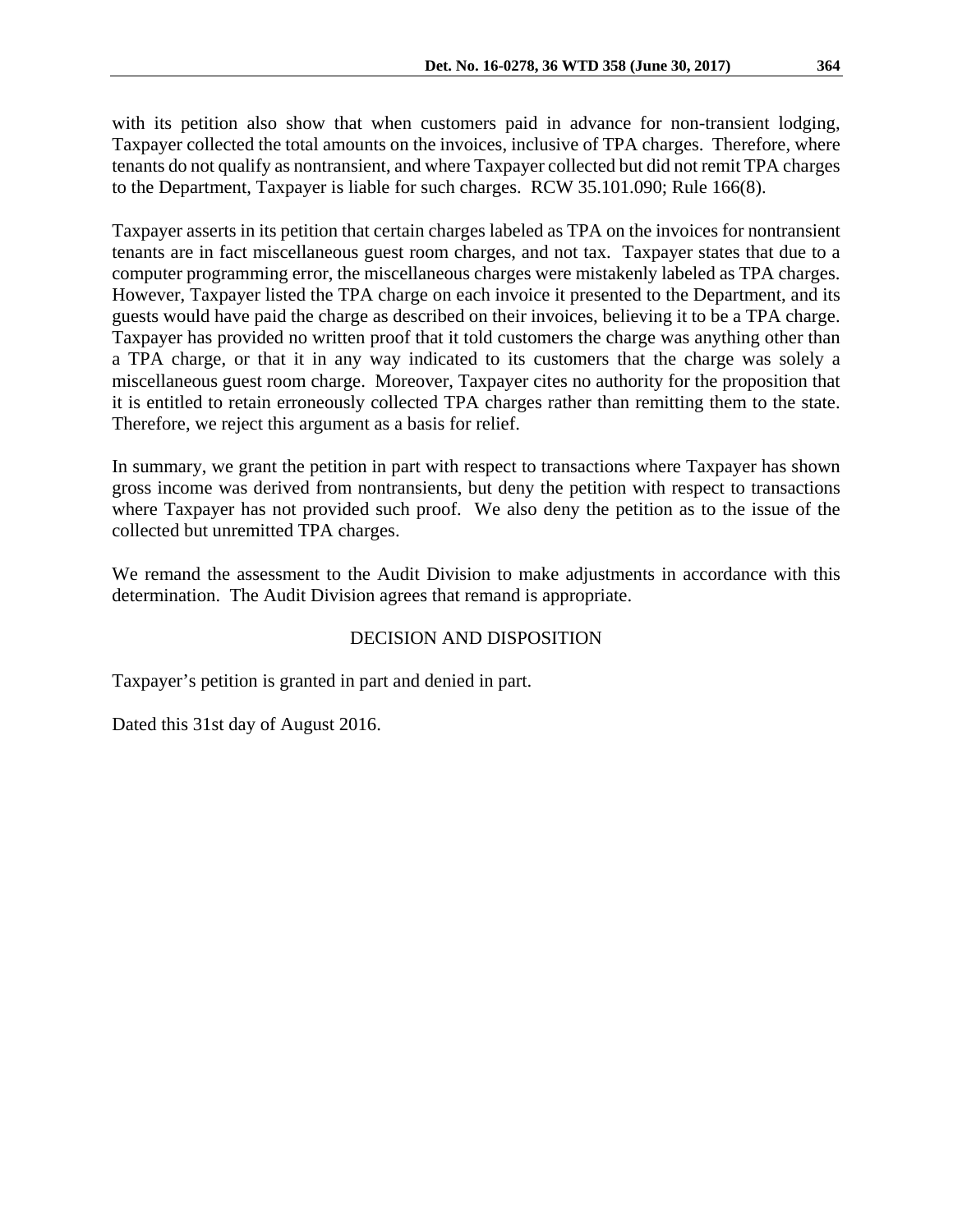with its petition also show that when customers paid in advance for non-transient lodging, Taxpayer collected the total amounts on the invoices, inclusive of TPA charges. Therefore, where tenants do not qualify as nontransient, and where Taxpayer collected but did not remit TPA charges to the Department, Taxpayer is liable for such charges. RCW 35.101.090; Rule 166(8).

Taxpayer asserts in its petition that certain charges labeled as TPA on the invoices for nontransient tenants are in fact miscellaneous guest room charges, and not tax. Taxpayer states that due to a computer programming error, the miscellaneous charges were mistakenly labeled as TPA charges. However, Taxpayer listed the TPA charge on each invoice it presented to the Department, and its guests would have paid the charge as described on their invoices, believing it to be a TPA charge. Taxpayer has provided no written proof that it told customers the charge was anything other than a TPA charge, or that it in any way indicated to its customers that the charge was solely a miscellaneous guest room charge. Moreover, Taxpayer cites no authority for the proposition that it is entitled to retain erroneously collected TPA charges rather than remitting them to the state. Therefore, we reject this argument as a basis for relief.

In summary, we grant the petition in part with respect to transactions where Taxpayer has shown gross income was derived from nontransients, but deny the petition with respect to transactions where Taxpayer has not provided such proof. We also deny the petition as to the issue of the collected but unremitted TPA charges.

We remand the assessment to the Audit Division to make adjustments in accordance with this determination. The Audit Division agrees that remand is appropriate.

## DECISION AND DISPOSITION

Taxpayer's petition is granted in part and denied in part.

Dated this 31st day of August 2016.